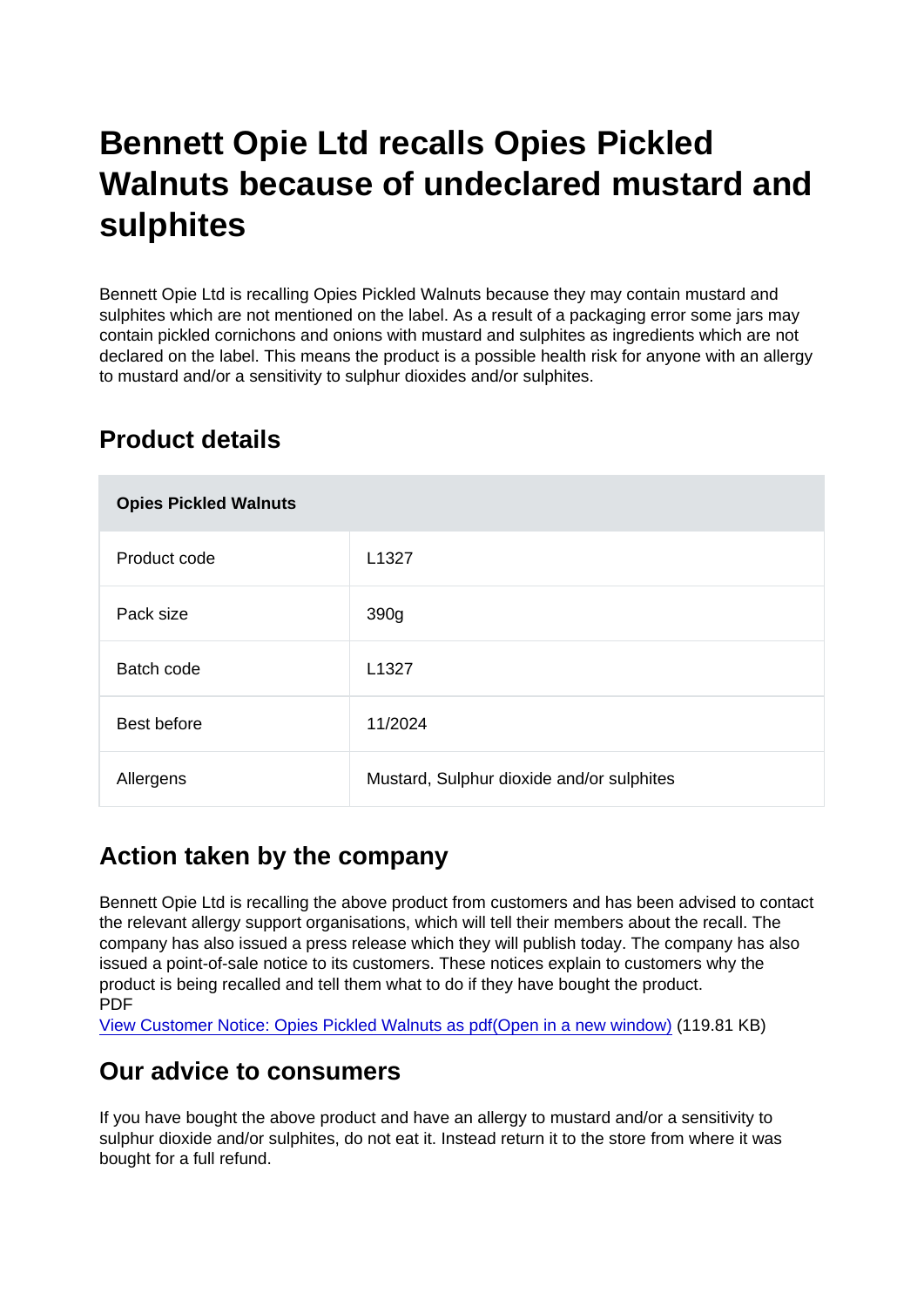# Bennett Opie Ltd recalls Opies Pickled Walnuts because of undeclared mustard and sulphites

Bennett Opie Ltd is recalling Opies Pickled Walnuts because they may contain mustard and sulphites which are not mentioned on the label. As a result of a packaging error some jars may contain pickled cornichons and onions with mustard and sulphites as ingredients which are not declared on the label. This means the product is a possible health risk for anyone with an allergy to mustard and/or a sensitivity to sulphur dioxides and/or sulphites.

## Product details

| **Opies Pickled Walnuts** | |
|---|---|
| Product code | L1327 |
| Pack size | 390g |
| Batch code | L1327 |
| Best before | 11/2024 |
| Allergens | Mustard, Sulphur dioxide and/or sulphites |

## Action taken by the company

Bennett Opie Ltd is recalling the above product from customers and has been advised to contact the relevant allergy support organisations, which will tell their members about the recall. The company has also issued a press release which they will publish today. The company has also issued a point-of-sale notice to its customers. These notices explain to customers why the product is being recalled and tell them what to do if they have bought the product.
PDF
View Customer Notice: Opies Pickled Walnuts as pdf(Open in a new window) (119.81 KB)

## Our advice to consumers

If you have bought the above product and have an allergy to mustard and/or a sensitivity to sulphur dioxide and/or sulphites, do not eat it. Instead return it to the store from where it was bought for a full refund.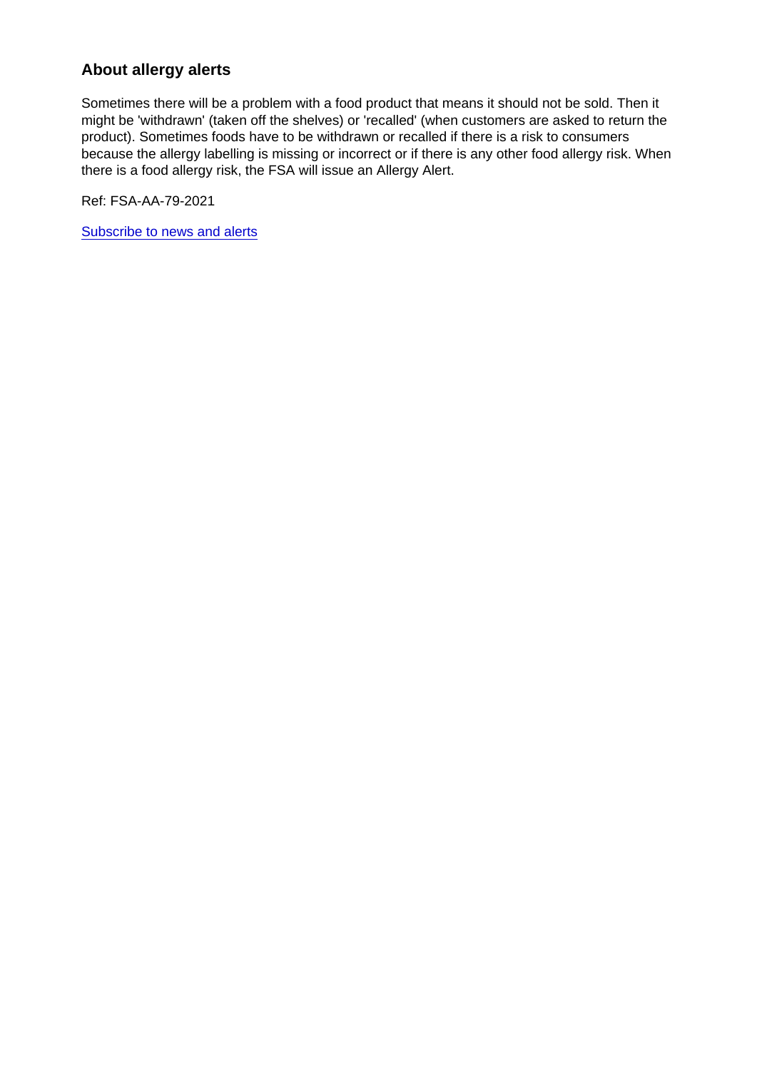## About allergy alerts

Sometimes there will be a problem with a food product that means it should not be sold. Then it might be 'withdrawn' (taken off the shelves) or 'recalled' (when customers are asked to return the product). Sometimes foods have to be withdrawn or recalled if there is a risk to consumers because the allergy labelling is missing or incorrect or if there is any other food allergy risk. When there is a food allergy risk, the FSA will issue an Allergy Alert.

Ref: FSA-AA-79-2021

Subscribe to news and alerts